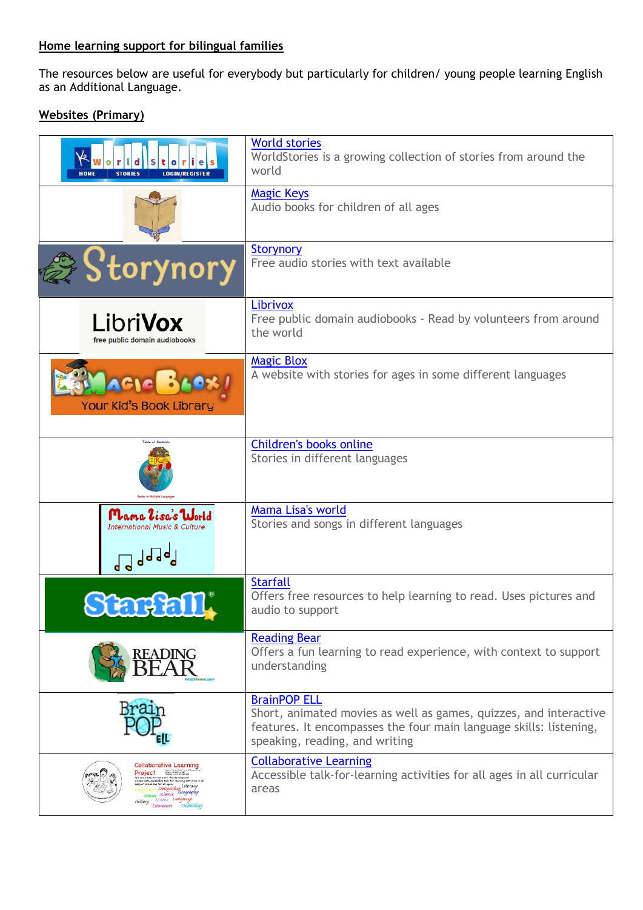**Home learning support for bilingual families**

The resources below are useful for everybody but particularly for children/ young people learning English as an Additional Language.

**Websites (Primary)**

| | |
|---|---|
| | World stories<br>WorldStories is a growing collection of stories from around the world |
| | Magic Keys<br>Audio books for children of all ages |
| | Storynory<br>Free audio stories with text available |
| | Librivox<br>Free public domain audiobooks - Read by volunteers from around the world |
| | Magic Blox<br>A website with stories for ages in some different languages |
| | Children's books online<br>Stories in different languages |
| | Mama Lisa's world<br>Stories and songs in different languages |
| | Starfall<br>Offers free resources to help learning to read. Uses pictures and audio to support |
| | Reading Bear<br>Offers a fun learning to read experience, with context to support understanding |
| | BrainPOP ELL<br>Short, animated movies as well as games, quizzes, and interactive features. It encompasses the four main language skills: listening, speaking, reading, and writing |
| | Collaborative Learning<br>Accessible talk-for-learning activities for all ages in all curricular areas |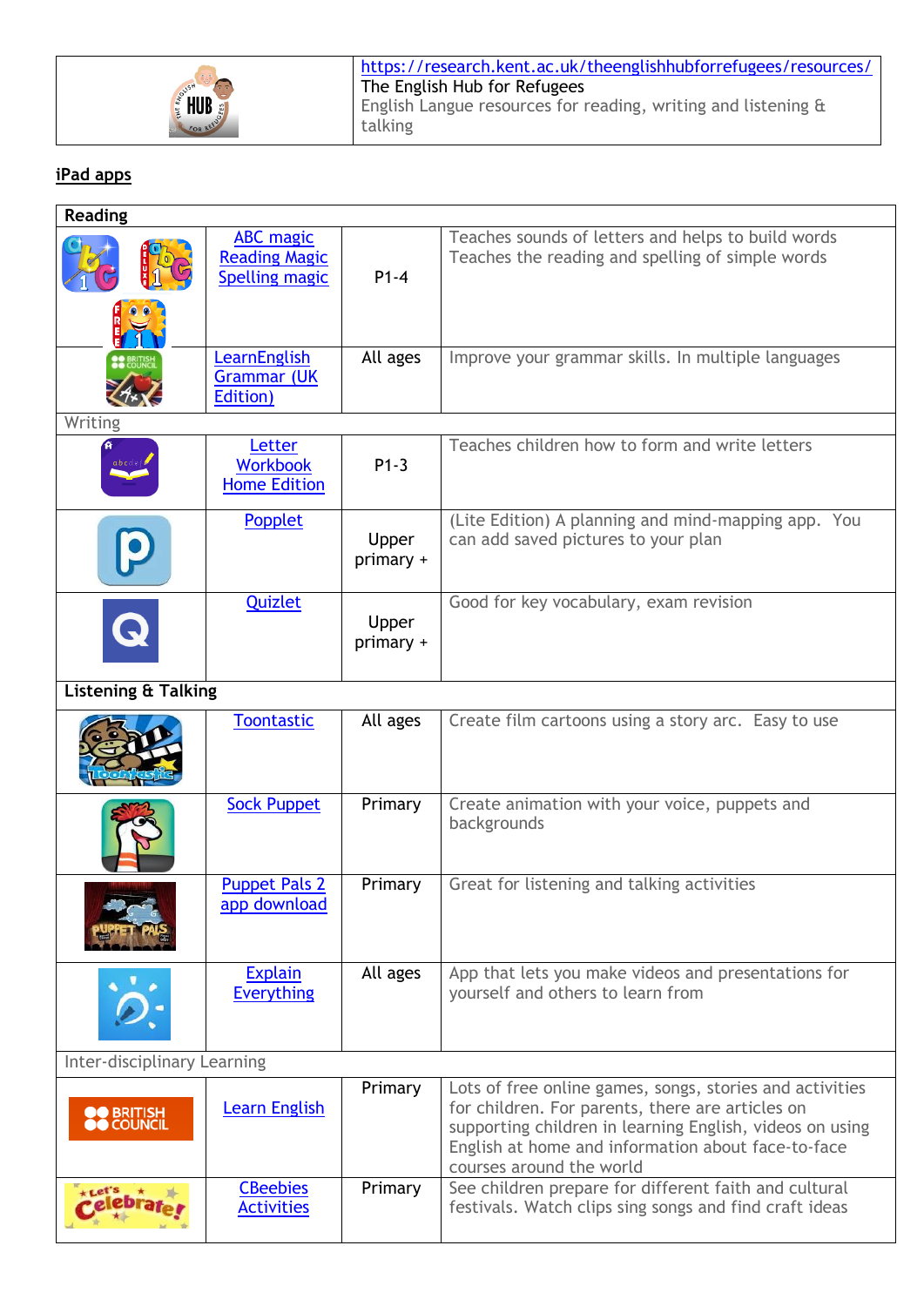| | https://research.kent.ac.uk/theenglishhubforrefugees/resources/<br>The English Hub for Refugees<br>English Langue resources for reading, writing and listening & talking |
|---|---|

## iPad apps

| **Reading** | | | |
|---|---|---|---|
| | ABC magic<br>Reading Magic<br>Spelling magic | P1-4 | Teaches sounds of letters and helps to build words<br>Teaches the reading and spelling of simple words |
| | LearnEnglish Grammar (UK Edition) | All ages | Improve your grammar skills. In multiple languages |
| Writing | | | |
| | Letter Workbook Home Edition | P1-3 | Teaches children how to form and write letters |
| | Popplet | Upper primary + | (Lite Edition) A planning and mind-mapping app. You can add saved pictures to your plan |
| | Quizlet | Upper primary + | Good for key vocabulary, exam revision |
| **Listening & Talking** | | | |
| | Toontastic | All ages | Create film cartoons using a story arc. Easy to use |
| | Sock Puppet | Primary | Create animation with your voice, puppets and backgrounds |
| | Puppet Pals 2 app download | Primary | Great for listening and talking activities |
| | Explain Everything | All ages | App that lets you make videos and presentations for yourself and others to learn from |
| Inter-disciplinary Learning | | | |
| | Learn English | Primary | Lots of free online games, songs, stories and activities for children. For parents, there are articles on supporting children in learning English, videos on using English at home and information about face-to-face courses around the world |
| | CBeebies Activities | Primary | See children prepare for different faith and cultural festivals. Watch clips sing songs and find craft ideas |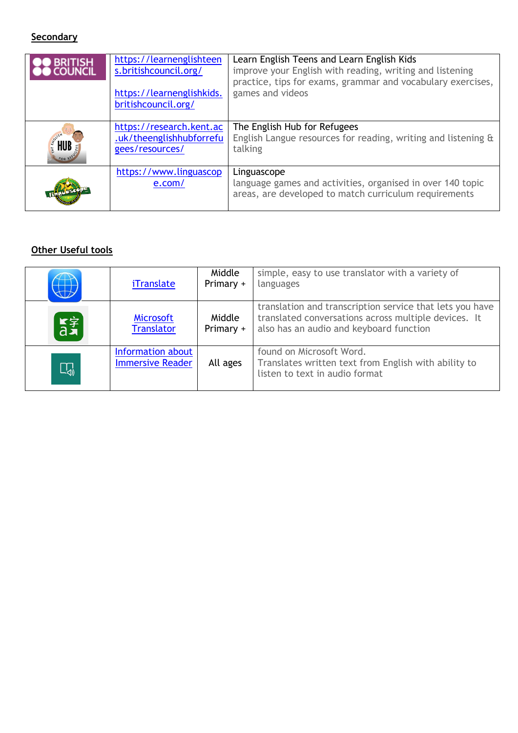**Secondary**

| | | |
|---|---|---|
| BRITISH COUNCIL | https://learnenglishteens.britishcouncil.org/<br><br>https://learnenglishkids.britishcouncil.org/ | Learn English Teens and Learn English Kids<br>improve your English with reading, writing and listening practice, tips for exams, grammar and vocabulary exercises, games and videos |
| | https://research.kent.ac.uk/theenglishhubforrefugees/resources/ | The English Hub for Refugees<br>English Langue resources for reading, writing and listening & talking |
| | https://www.linguascope.com/ | Linguascope<br>language games and activities, organised in over 140 topic areas, are developed to match curriculum requirements |

**Other Useful tools**

| | | | |
|---|---|---|---|
| | iTranslate | Middle Primary + | simple, easy to use translator with a variety of languages |
| | Microsoft Translator | Middle Primary + | translation and transcription service that lets you have translated conversations across multiple devices. It also has an audio and keyboard function |
| | Information about Immersive Reader | All ages | found on Microsoft Word.<br>Translates written text from English with ability to listen to text in audio format |